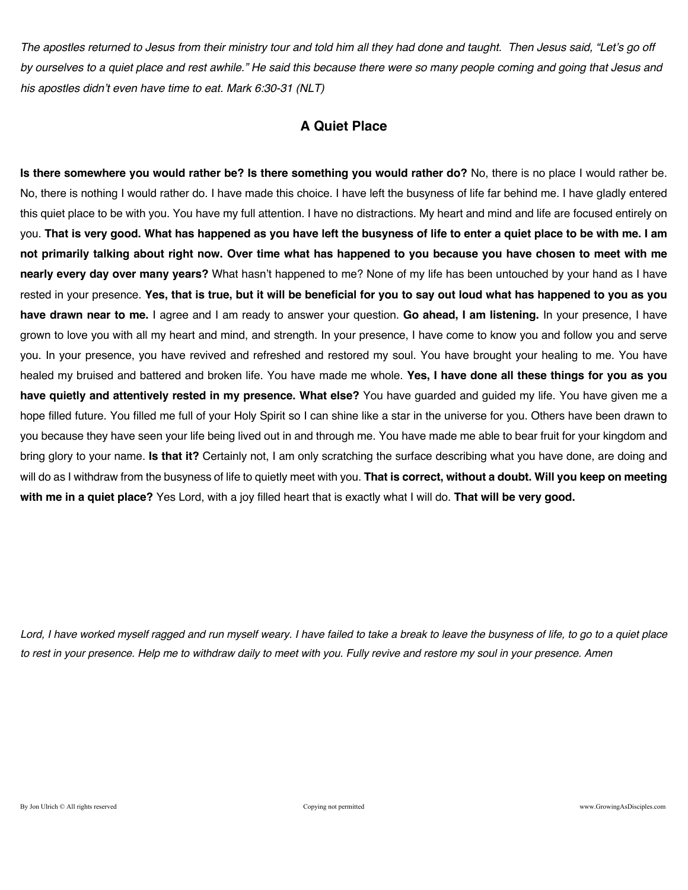*The apostles returned to Jesus from their ministry tour and told him all they had done and taught. Then Jesus said, "Let's go off by ourselves to a quiet place and rest awhile." He said this because there were so many people coming and going that Jesus and his apostles didn't even have time to eat. Mark 6:30-31 (NLT)*

## A Quiet Place

**Is there somewhere you would rather be? Is there something you would rather do?** No, there is no place I would rather be. No, there is nothing I would rather do. I have made this choice. I have left the busyness of life far behind me. I have gladly entered this quiet place to be with you. You have my full attention. I have no distractions. My heart and mind and life are focused entirely on you. **That is very good. What has happened as you have left the busyness of life to enter a quiet place to be with me. I am not primarily talking about right now. Over time what has happened to you because you have chosen to meet with me nearly every day over many years?** What hasn't happened to me? None of my life has been untouched by your hand as I have rested in your presence. **Yes, that is true, but it will be beneficial for you to say out loud what has happened to you as you have drawn near to me.** I agree and I am ready to answer your question. **Go ahead, I am listening.** In your presence, I have grown to love you with all my heart and mind, and strength. In your presence, I have come to know you and follow you and serve you. In your presence, you have revived and refreshed and restored my soul. You have brought your healing to me. You have healed my bruised and battered and broken life. You have made me whole. **Yes, I have done all these things for you as you have quietly and attentively rested in my presence. What else?** You have guarded and guided my life. You have given me a hope filled future. You filled me full of your Holy Spirit so I can shine like a star in the universe for you. Others have been drawn to you because they have seen your life being lived out in and through me. You have made me able to bear fruit for your kingdom and bring glory to your name. **Is that it?** Certainly not, I am only scratching the surface describing what you have done, are doing and will do as I withdraw from the busyness of life to quietly meet with you. **That is correct, without a doubt. Will you keep on meeting with me in a quiet place?** Yes Lord, with a joy filled heart that is exactly what I will do. **That will be very good.**

*Lord, I have worked myself ragged and run myself weary. I have failed to take a break to leave the busyness of life, to go to a quiet place to rest in your presence. Help me to withdraw daily to meet with you. Fully revive and restore my soul in your presence. Amen*

By Jon Ulrich © All rights reserved | Copying not permitted | www.GrowingAsDisciples.com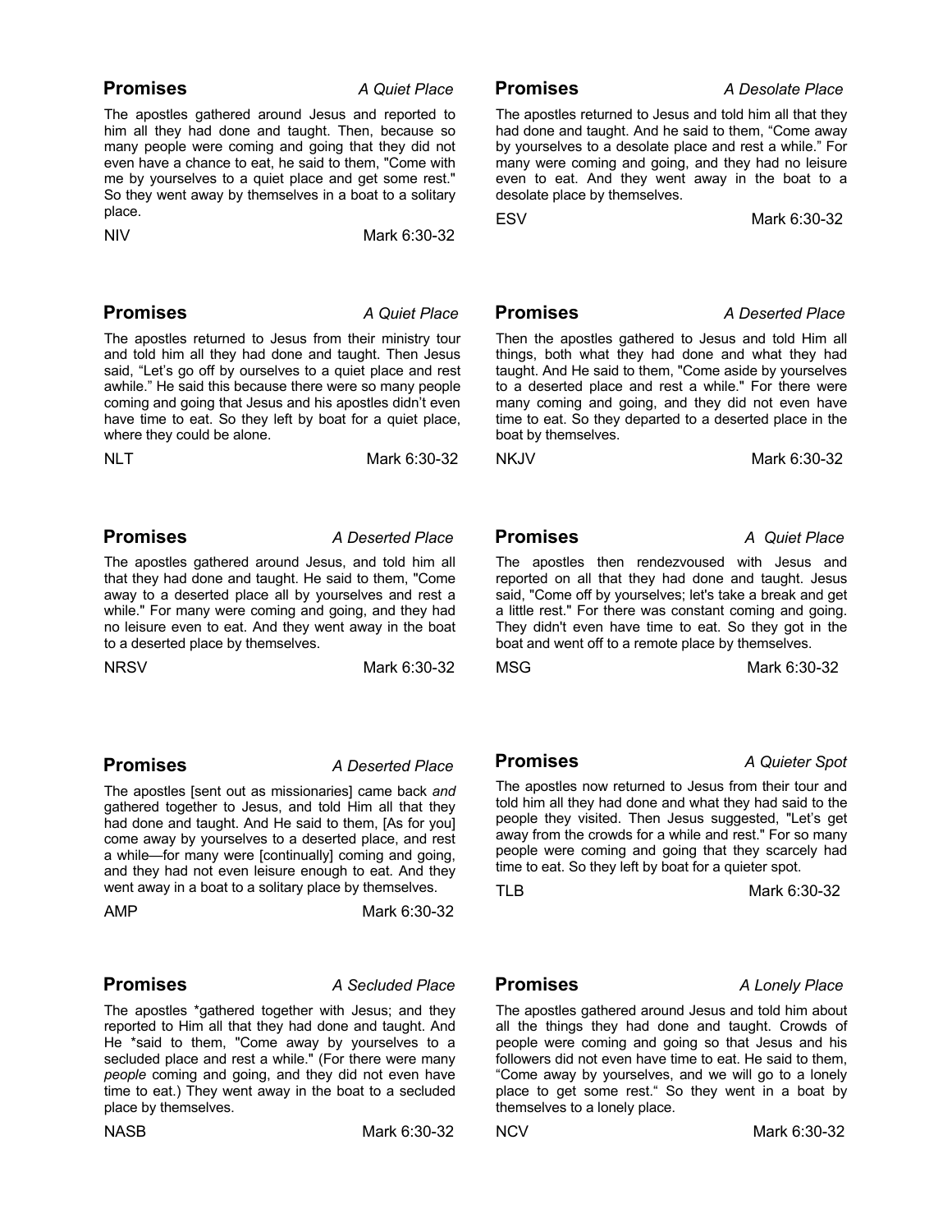**Promises** *A Quiet Place*

The apostles gathered around Jesus and reported to him all they had done and taught. Then, because so many people were coming and going that they did not even have a chance to eat, he said to them, "Come with me by yourselves to a quiet place and get some rest." So they went away by themselves in a boat to a solitary place.

NIV Mark 6:30-32

**Promises** *A Desolate Place*

The apostles returned to Jesus and told him all that they had done and taught. And he said to them, “Come away by yourselves to a desolate place and rest a while.” For many were coming and going, and they had no leisure even to eat. And they went away in the boat to a desolate place by themselves.

ESV Mark 6:30-32

**Promises** *A Quiet Place*

The apostles returned to Jesus from their ministry tour and told him all they had done and taught. Then Jesus said, “Let’s go off by ourselves to a quiet place and rest awhile.” He said this because there were so many people coming and going that Jesus and his apostles didn’t even have time to eat. So they left by boat for a quiet place, where they could be alone.

NLT Mark 6:30-32

**Promises** *A Deserted Place*

Then the apostles gathered to Jesus and told Him all things, both what they had done and what they had taught. And He said to them, "Come aside by yourselves to a deserted place and rest a while." For there were many coming and going, and they did not even have time to eat. So they departed to a deserted place in the boat by themselves.

NKJV Mark 6:30-32

**Promises** *A Deserted Place*

The apostles gathered around Jesus, and told him all that they had done and taught. He said to them, "Come away to a deserted place all by yourselves and rest a while." For many were coming and going, and they had no leisure even to eat. And they went away in the boat to a deserted place by themselves.

NRSV Mark 6:30-32

**Promises** *A Quiet Place*

The apostles then rendezvoused with Jesus and reported on all that they had done and taught. Jesus said, "Come off by yourselves; let's take a break and get a little rest." For there was constant coming and going. They didn't even have time to eat. So they got in the boat and went off to a remote place by themselves.

MSG Mark 6:30-32

**Promises** *A Deserted Place*

The apostles [sent out as missionaries] came back *and* gathered together to Jesus, and told Him all that they had done and taught. And He said to them, [As for you] come away by yourselves to a deserted place, and rest a while—for many were [continually] coming and going, and they had not even leisure enough to eat. And they went away in a boat to a solitary place by themselves.

AMP Mark 6:30-32

**Promises** *A Quieter Spot*

The apostles now returned to Jesus from their tour and told him all they had done and what they had said to the people they visited. Then Jesus suggested, "Let's get away from the crowds for a while and rest." For so many people were coming and going that they scarcely had time to eat. So they left by boat for a quieter spot.

TLB Mark 6:30-32

**Promises** *A Secluded Place*

The apostles *gathered together with Jesus; and they reported to Him all that they had done and taught. And He *said to them, "Come away by yourselves to a secluded place and rest a while." (For there were many *people* coming and going, and they did not even have time to eat.) They went away in the boat to a secluded place by themselves.

NASB Mark 6:30-32

**Promises** *A Lonely Place*

The apostles gathered around Jesus and told him about all the things they had done and taught. Crowds of people were coming and going so that Jesus and his followers did not even have time to eat. He said to them, “Come away by yourselves, and we will go to a lonely place to get some rest.“ So they went in a boat by themselves to a lonely place.

NCV Mark 6:30-32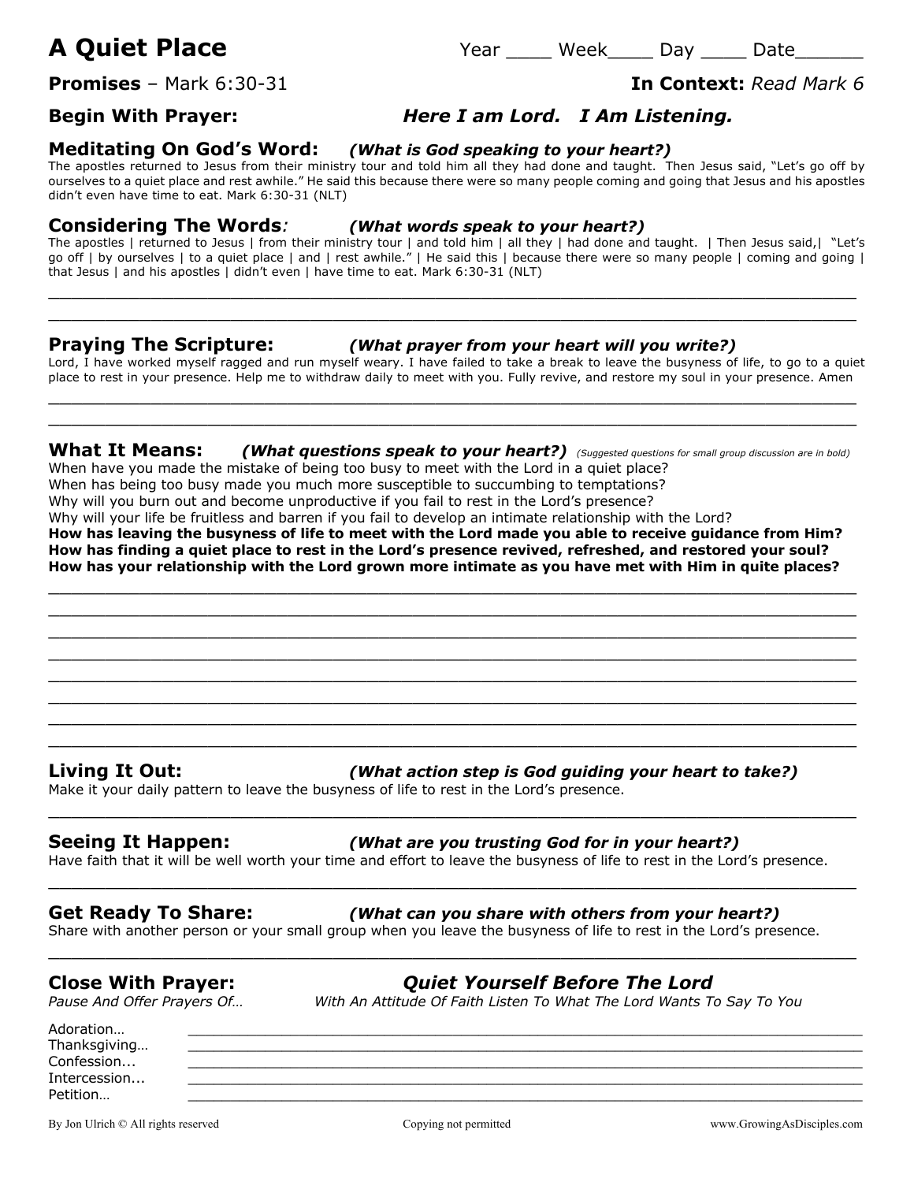# A Quiet Place

Year ____ Week____ Day ____ Date______

**Promises** – Mark 6:30-31 **In Context:** *Read Mark 6*

**Begin With Prayer:** ***Here I am Lord. I Am Listening.***

## Meditating On God's Word: *(What is God speaking to your heart?)*

The apostles returned to Jesus from their ministry tour and told him all they had done and taught. Then Jesus said, "Let's go off by ourselves to a quiet place and rest awhile." He said this because there were so many people coming and going that Jesus and his apostles didn't even have time to eat. Mark 6:30-31 (NLT)

## Considering The Words: *(What words speak to your heart?)*

The apostles | returned to Jesus | from their ministry tour | and told him | all they | had done and taught. | Then Jesus said,| "Let's go off | by ourselves | to a quiet place | and | rest awhile." | He said this | because there were so many people | coming and going | that Jesus | and his apostles | didn't even | have time to eat. Mark 6:30-31 (NLT)

______________________________________________________________________________

______________________________________________________________________________

## Praying The Scripture: *(What prayer from your heart will you write?)*

Lord, I have worked myself ragged and run myself weary. I have failed to take a break to leave the busyness of life, to go to a quiet place to rest in your presence. Help me to withdraw daily to meet with you. Fully revive, and restore my soul in your presence. Amen

______________________________________________________________________________

______________________________________________________________________________

## What It Means: *(What questions speak to your heart?)* *(Suggested questions for small group discussion are in bold)*

When have you made the mistake of being too busy to meet with the Lord in a quiet place?
When has being too busy made you much more susceptible to succumbing to temptations?
Why will you burn out and become unproductive if you fail to rest in the Lord's presence?
Why will your life be fruitless and barren if you fail to develop an intimate relationship with the Lord?
**How has leaving the busyness of life to meet with the Lord made you able to receive guidance from Him?**
**How has finding a quiet place to rest in the Lord's presence revived, refreshed, and restored your soul?**
**How has your relationship with the Lord grown more intimate as you have met with Him in quite places?**

______________________________________________________________________________

______________________________________________________________________________

______________________________________________________________________________

______________________________________________________________________________

______________________________________________________________________________

______________________________________________________________________________

______________________________________________________________________________

______________________________________________________________________________

## Living It Out: *(What action step is God guiding your heart to take?)*

Make it your daily pattern to leave the busyness of life to rest in the Lord's presence.

______________________________________________________________________________

## Seeing It Happen: *(What are you trusting God for in your heart?)*

Have faith that it will be well worth your time and effort to leave the busyness of life to rest in the Lord's presence.

______________________________________________________________________________

## Get Ready To Share: *(What can you share with others from your heart?)*

Share with another person or your small group when you leave the busyness of life to rest in the Lord's presence.

______________________________________________________________________________

## Close With Prayer: *Quiet Yourself Before The Lord*

*Pause And Offer Prayers Of…* *With An Attitude Of Faith Listen To What The Lord Wants To Say To You*

Adoration… ______________________________________________________________

Thanksgiving… ____________________________________________________________

Confession... ______________________________________________________________

Intercession... _____________________________________________________________

Petition… ________________________________________________________________

By Jon Ulrich © All rights reserved Copying not permitted www.GrowingAsDisciples.com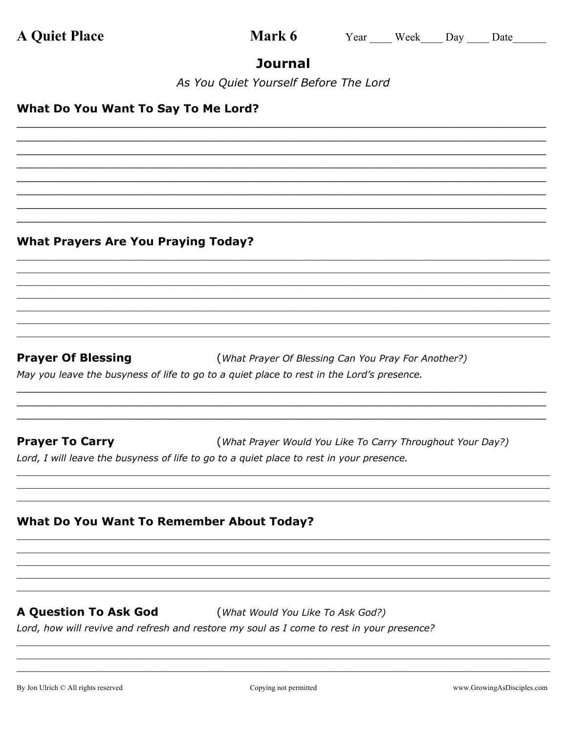# A Quiet Place

**Mark 6**

Year ____ Week____ Day ____ Date______

## Journal

*As You Quiet Yourself Before The Lord*

### What Do You Want To Say To Me Lord?

________________________________________________________________________________
________________________________________________________________________________
________________________________________________________________________________
________________________________________________________________________________
________________________________________________________________________________
________________________________________________________________________________
________________________________________________________________________________
________________________________________________________________________________

### What Prayers Are You Praying Today?

________________________________________________________________________________
________________________________________________________________________________
________________________________________________________________________________
________________________________________________________________________________
________________________________________________________________________________
________________________________________________________________________________
________________________________________________________________________________

### Prayer Of Blessing

(*What Prayer Of Blessing Can You Pray For Another?*)

*May you leave the busyness of life to go to a quiet place to rest in the Lord's presence.*

________________________________________________________________________________
________________________________________________________________________________
________________________________________________________________________________

### Prayer To Carry

(*What Prayer Would You Like To Carry Throughout Your Day?*)

*Lord, I will leave the busyness of life to go to a quiet place to rest in your presence.*

________________________________________________________________________________
________________________________________________________________________________
________________________________________________________________________________

### What Do You Want To Remember About Today?

________________________________________________________________________________
________________________________________________________________________________
________________________________________________________________________________
________________________________________________________________________________
________________________________________________________________________________

### A Question To Ask God

(*What Would You Like To Ask God?*)

*Lord, how will revive and refresh and restore my soul as I come to rest in your presence?*

________________________________________________________________________________
________________________________________________________________________________
________________________________________________________________________________

By Jon Ulrich © All rights reserved | Copying not permitted | www.GrowingAsDisciples.com